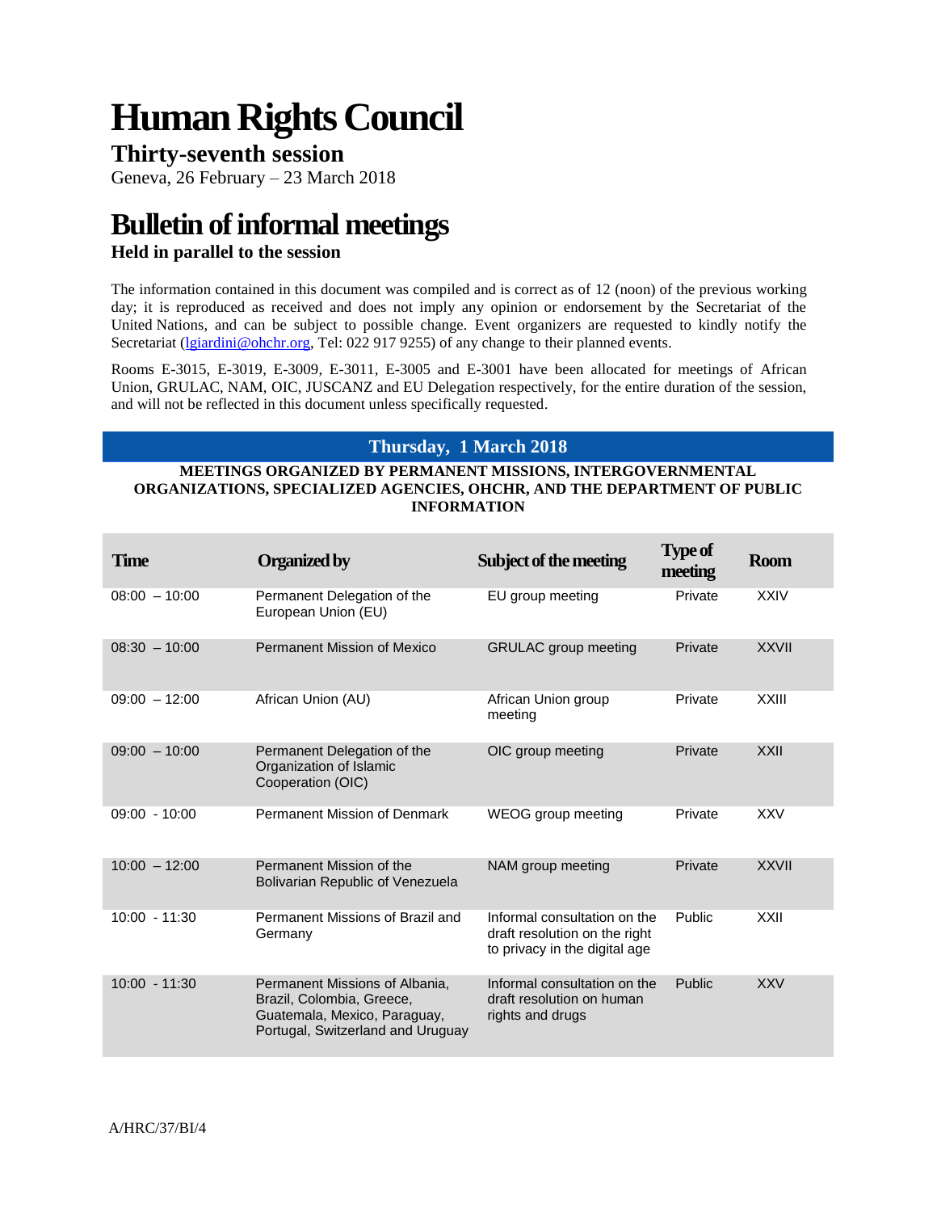# Human Rights Council

## Thirty-seventh session

Geneva, 26 February – 23 March 2018

# Bulletin of informal meetings

### Held in parallel to the session

The information contained in this document was compiled and is correct as of 12 (noon) of the previous working day; it is reproduced as received and does not imply any opinion or endorsement by the Secretariat of the United Nations, and can be subject to possible change. Event organizers are requested to kindly notify the Secretariat (lgiardini@ohchr.org, Tel: 022 917 9255) of any change to their planned events.

Rooms E-3015, E-3019, E-3009, E-3011, E-3005 and E-3001 have been allocated for meetings of African Union, GRULAC, NAM, OIC, JUSCANZ and EU Delegation respectively, for the entire duration of the session, and will not be reflected in this document unless specifically requested.

## Thursday, 1 March 2018

**MEETINGS ORGANIZED BY PERMANENT MISSIONS, INTERGOVERNMENTAL ORGANIZATIONS, SPECIALIZED AGENCIES, OHCHR, AND THE DEPARTMENT OF PUBLIC INFORMATION**

| Time | Organized by | Subject of the meeting | Type of meeting | Room |
|---|---|---|---|---|
| 08:00 – 10:00 | Permanent Delegation of the European Union (EU) | EU group meeting | Private | XXIV |
| 08:30 – 10:00 | Permanent Mission of Mexico | GRULAC group meeting | Private | XXVII |
| 09:00 – 12:00 | African Union (AU) | African Union group meeting | Private | XXIII |
| 09:00 – 10:00 | Permanent Delegation of the Organization of Islamic Cooperation (OIC) | OIC group meeting | Private | XXII |
| 09:00 - 10:00 | Permanent Mission of Denmark | WEOG group meeting | Private | XXV |
| 10:00 – 12:00 | Permanent Mission of the Bolivarian Republic of Venezuela | NAM group meeting | Private | XXVII |
| 10:00 - 11:30 | Permanent Missions of Brazil and Germany | Informal consultation on the draft resolution on the right to privacy in the digital age | Public | XXII |
| 10:00 - 11:30 | Permanent Missions of Albania, Brazil, Colombia, Greece, Guatemala, Mexico, Paraguay, Portugal, Switzerland and Uruguay | Informal consultation on the draft resolution on human rights and drugs | Public | XXV |

A/HRC/37/BI/4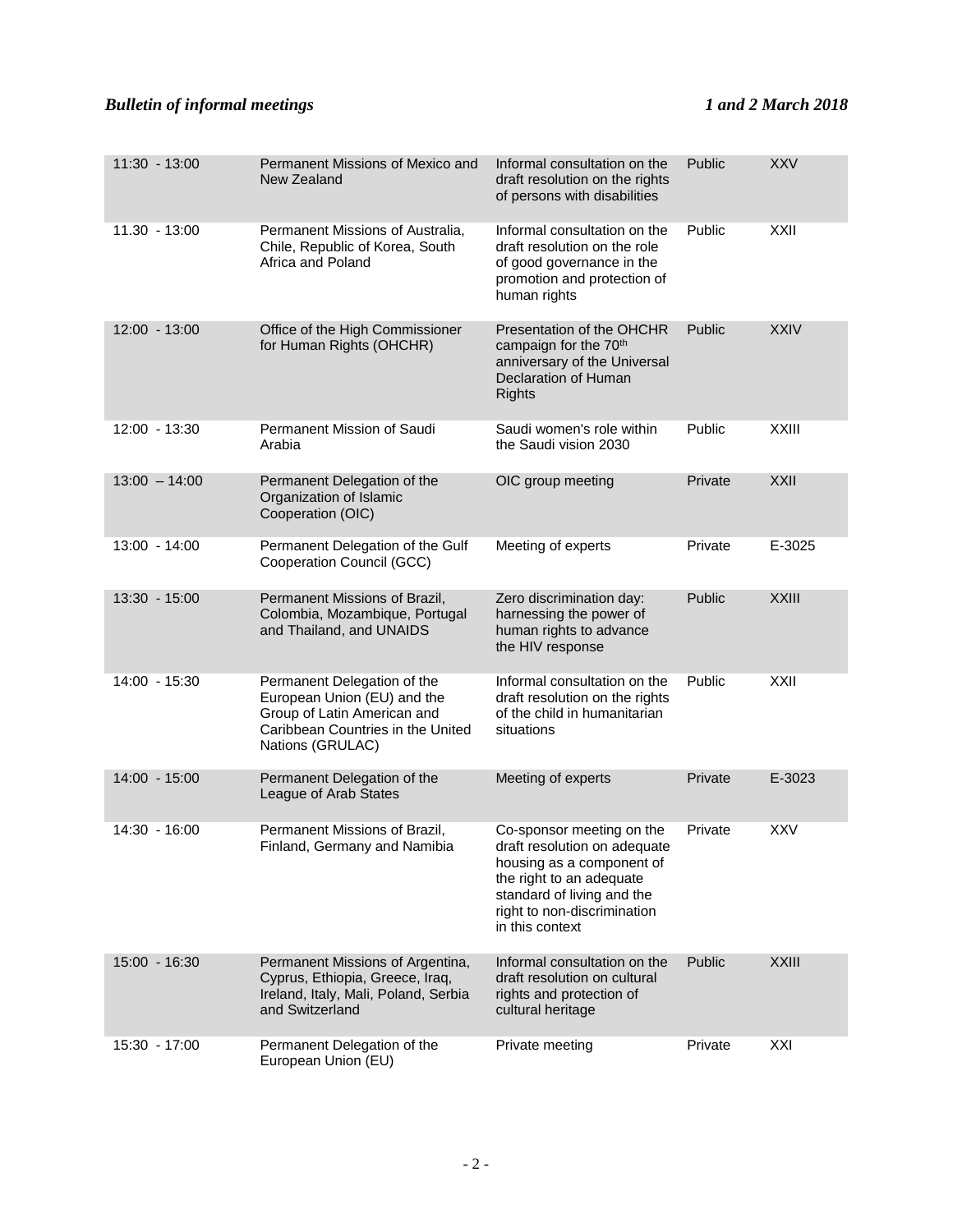| | | | | |
|---|---|---|---|---|
| 11:30 - 13:00 | Permanent Missions of Mexico and New Zealand | Informal consultation on the draft resolution on the rights of persons with disabilities | Public | XXV |
| 11.30 - 13:00 | Permanent Missions of Australia, Chile, Republic of Korea, South Africa and Poland | Informal consultation on the draft resolution on the role of good governance in the promotion and protection of human rights | Public | XXII |
| 12:00 - 13:00 | Office of the High Commissioner for Human Rights (OHCHR) | Presentation of the OHCHR campaign for the 70th anniversary of the Universal Declaration of Human Rights | Public | XXIV |
| 12:00 - 13:30 | Permanent Mission of Saudi Arabia | Saudi women's role within the Saudi vision 2030 | Public | XXIII |
| 13:00 – 14:00 | Permanent Delegation of the Organization of Islamic Cooperation (OIC) | OIC group meeting | Private | XXII |
| 13:00 - 14:00 | Permanent Delegation of the Gulf Cooperation Council (GCC) | Meeting of experts | Private | E-3025 |
| 13:30 - 15:00 | Permanent Missions of Brazil, Colombia, Mozambique, Portugal and Thailand, and UNAIDS | Zero discrimination day: harnessing the power of human rights to advance the HIV response | Public | XXIII |
| 14:00 - 15:30 | Permanent Delegation of the European Union (EU) and the Group of Latin American and Caribbean Countries in the United Nations (GRULAC) | Informal consultation on the draft resolution on the rights of the child in humanitarian situations | Public | XXII |
| 14:00 - 15:00 | Permanent Delegation of the League of Arab States | Meeting of experts | Private | E-3023 |
| 14:30 - 16:00 | Permanent Missions of Brazil, Finland, Germany and Namibia | Co-sponsor meeting on the draft resolution on adequate housing as a component of the right to an adequate standard of living and the right to non-discrimination in this context | Private | XXV |
| 15:00 - 16:30 | Permanent Missions of Argentina, Cyprus, Ethiopia, Greece, Iraq, Ireland, Italy, Mali, Poland, Serbia and Switzerland | Informal consultation on the draft resolution on cultural rights and protection of cultural heritage | Public | XXIII |
| 15:30 - 17:00 | Permanent Delegation of the European Union (EU) | Private meeting | Private | XXI |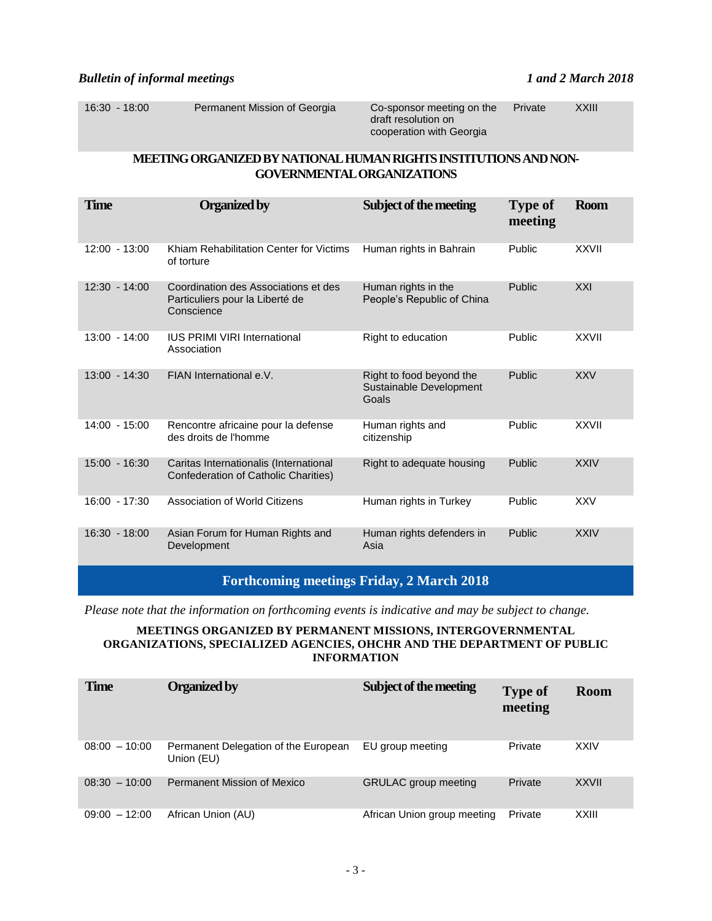| 16:30 - 18:00 | Permanent Mission of Georgia | Co-sponsor meeting on the draft resolution on cooperation with Georgia | Private | XXIII |
|---|---|---|---|---|

**MEETING ORGANIZED BY NATIONAL HUMAN RIGHTS INSTITUTIONS AND NON-GOVERNMENTAL ORGANIZATIONS**

| Time | Organized by | Subject of the meeting | Type of meeting | Room |
|---|---|---|---|---|
| 12:00 - 13:00 | Khiam Rehabilitation Center for Victims of torture | Human rights in Bahrain | Public | XXVII |
| 12:30 - 14:00 | Coordination des Associations et des Particuliers pour la Liberté de Conscience | Human rights in the People's Republic of China | Public | XXI |
| 13:00 - 14:00 | IUS PRIMI VIRI International Association | Right to education | Public | XXVII |
| 13:00 - 14:30 | FIAN International e.V. | Right to food beyond the Sustainable Development Goals | Public | XXV |
| 14:00 - 15:00 | Rencontre africaine pour la defense des droits de l'homme | Human rights and citizenship | Public | XXVII |
| 15:00 - 16:30 | Caritas Internationalis (International Confederation of Catholic Charities) | Right to adequate housing | Public | XXIV |
| 16:00 - 17:30 | Association of World Citizens | Human rights in Turkey | Public | XXV |
| 16:30 - 18:00 | Asian Forum for Human Rights and Development | Human rights defenders in Asia | Public | XXIV |

## Forthcoming meetings Friday, 2 March 2018

*Please note that the information on forthcoming events is indicative and may be subject to change.*

**MEETINGS ORGANIZED BY PERMANENT MISSIONS, INTERGOVERNMENTAL ORGANIZATIONS, SPECIALIZED AGENCIES, OHCHR AND THE DEPARTMENT OF PUBLIC INFORMATION**

| Time | Organized by | Subject of the meeting | Type of meeting | Room |
|---|---|---|---|---|
| 08:00 – 10:00 | Permanent Delegation of the European Union (EU) | EU group meeting | Private | XXIV |
| 08:30 – 10:00 | Permanent Mission of Mexico | GRULAC group meeting | Private | XXVII |
| 09:00 – 12:00 | African Union (AU) | African Union group meeting | Private | XXIII |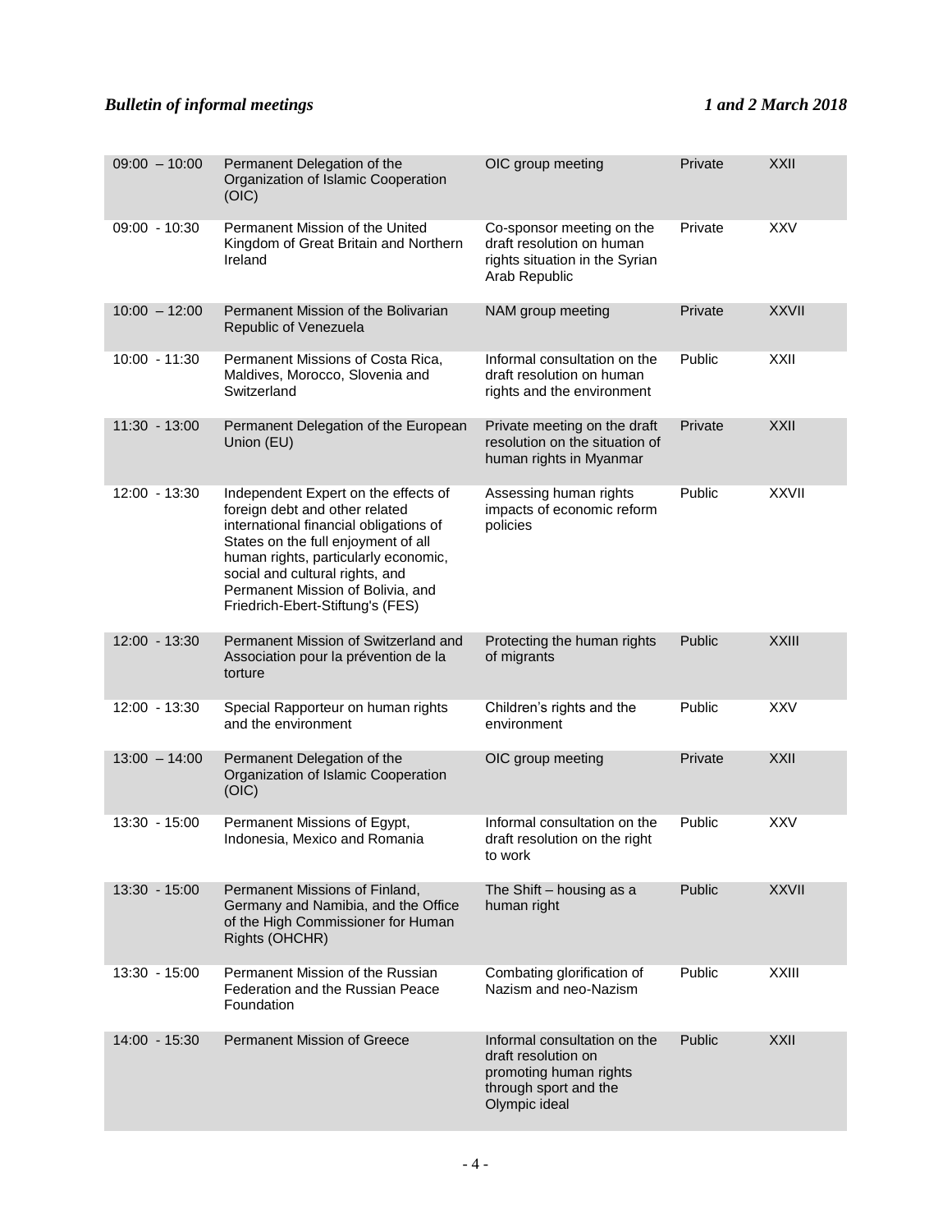| | | | | |
|---|---|---|---|---|
| 09:00 – 10:00 | Permanent Delegation of the Organization of Islamic Cooperation (OIC) | OIC group meeting | Private | XXII |
| 09:00 - 10:30 | Permanent Mission of the United Kingdom of Great Britain and Northern Ireland | Co-sponsor meeting on the draft resolution on human rights situation in the Syrian Arab Republic | Private | XXV |
| 10:00 – 12:00 | Permanent Mission of the Bolivarian Republic of Venezuela | NAM group meeting | Private | XXVII |
| 10:00 - 11:30 | Permanent Missions of Costa Rica, Maldives, Morocco, Slovenia and Switzerland | Informal consultation on the draft resolution on human rights and the environment | Public | XXII |
| 11:30 - 13:00 | Permanent Delegation of the European Union (EU) | Private meeting on the draft resolution on the situation of human rights in Myanmar | Private | XXII |
| 12:00 - 13:30 | Independent Expert on the effects of foreign debt and other related international financial obligations of States on the full enjoyment of all human rights, particularly economic, social and cultural rights, and Permanent Mission of Bolivia, and Friedrich-Ebert-Stiftung's (FES) | Assessing human rights impacts of economic reform policies | Public | XXVII |
| 12:00 - 13:30 | Permanent Mission of Switzerland and Association pour la prévention de la torture | Protecting the human rights of migrants | Public | XXIII |
| 12:00 - 13:30 | Special Rapporteur on human rights and the environment | Children's rights and the environment | Public | XXV |
| 13:00 – 14:00 | Permanent Delegation of the Organization of Islamic Cooperation (OIC) | OIC group meeting | Private | XXII |
| 13:30 - 15:00 | Permanent Missions of Egypt, Indonesia, Mexico and Romania | Informal consultation on the draft resolution on the right to work | Public | XXV |
| 13:30 - 15:00 | Permanent Missions of Finland, Germany and Namibia, and the Office of the High Commissioner for Human Rights (OHCHR) | The Shift – housing as a human right | Public | XXVII |
| 13:30 - 15:00 | Permanent Mission of the Russian Federation and the Russian Peace Foundation | Combating glorification of Nazism and neo-Nazism | Public | XXIII |
| 14:00 - 15:30 | Permanent Mission of Greece | Informal consultation on the draft resolution on promoting human rights through sport and the Olympic ideal | Public | XXII |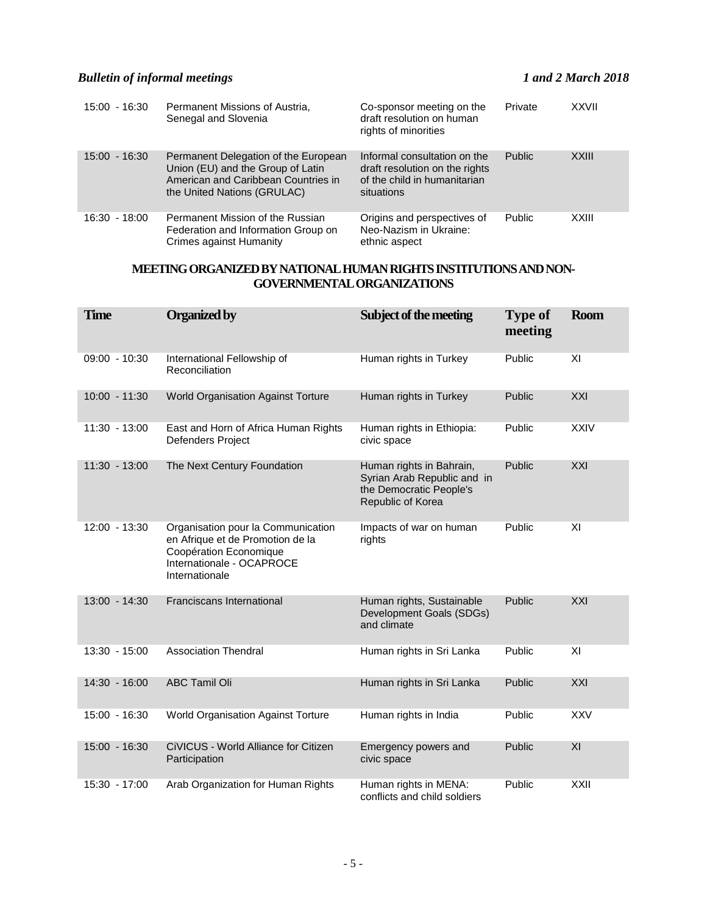| Time | Organized by | Subject of the meeting | Type of meeting | Room |
|---|---|---|---|---|
| 15:00 - 16:30 | Permanent Missions of Austria, Senegal and Slovenia | Co-sponsor meeting on the draft resolution on human rights of minorities | Private | XXVII |
| 15:00 - 16:30 | Permanent Delegation of the European Union (EU) and the Group of Latin American and Caribbean Countries in the United Nations (GRULAC) | Informal consultation on the draft resolution on the rights of the child in humanitarian situations | Public | XXIII |
| 16:30 - 18:00 | Permanent Mission of the Russian Federation and Information Group on Crimes against Humanity | Origins and perspectives of Neo-Nazism in Ukraine: ethnic aspect | Public | XXIII |

## MEETING ORGANIZED BY NATIONAL HUMAN RIGHTS INSTITUTIONS AND NON-GOVERNMENTAL ORGANIZATIONS

| Time | Organized by | Subject of the meeting | Type of meeting | Room |
|---|---|---|---|---|
| 09:00 - 10:30 | International Fellowship of Reconciliation | Human rights in Turkey | Public | XI |
| 10:00 - 11:30 | World Organisation Against Torture | Human rights in Turkey | Public | XXI |
| 11:30 - 13:00 | East and Horn of Africa Human Rights Defenders Project | Human rights in Ethiopia: civic space | Public | XXIV |
| 11:30 - 13:00 | The Next Century Foundation | Human rights in Bahrain, Syrian Arab Republic and in the Democratic People's Republic of Korea | Public | XXI |
| 12:00 - 13:30 | Organisation pour la Communication en Afrique et de Promotion de la Coopération Economique Internationale - OCAPROCE Internationale | Impacts of war on human rights | Public | XI |
| 13:00 - 14:30 | Franciscans International | Human rights, Sustainable Development Goals (SDGs) and climate | Public | XXI |
| 13:30 - 15:00 | Association Thendral | Human rights in Sri Lanka | Public | XI |
| 14:30 - 16:00 | ABC Tamil Oli | Human rights in Sri Lanka | Public | XXI |
| 15:00 - 16:30 | World Organisation Against Torture | Human rights in India | Public | XXV |
| 15:00 - 16:30 | CiVICUS - World Alliance for Citizen Participation | Emergency powers and civic space | Public | XI |
| 15:30 - 17:00 | Arab Organization for Human Rights | Human rights in MENA: conflicts and child soldiers | Public | XXII |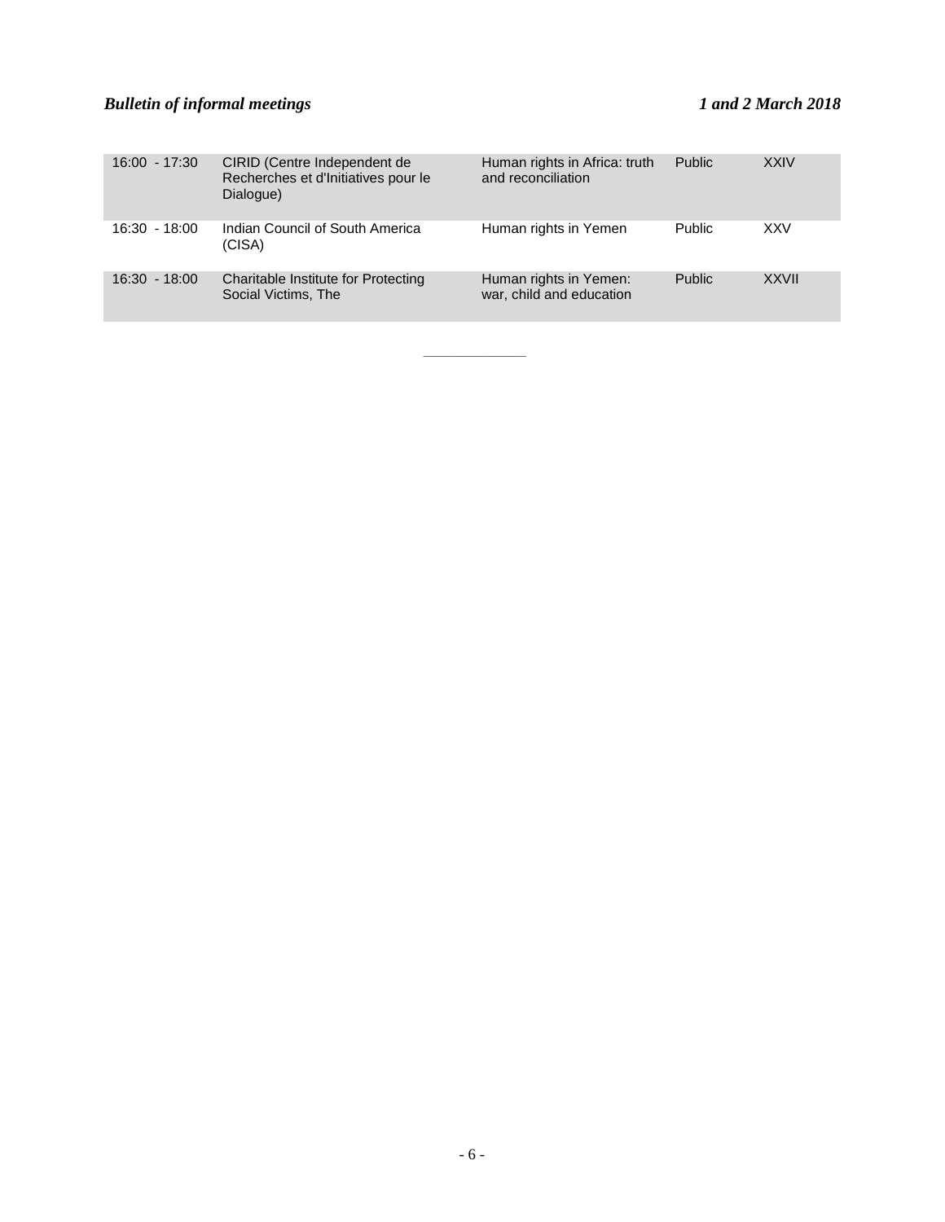| | | | | |
|---|---|---|---|---|
| 16:00 - 17:30 | CIRID (Centre Independent de Recherches et d'Initiatives pour le Dialogue) | Human rights in Africa: truth and reconciliation | Public | XXIV |
| 16:30 - 18:00 | Indian Council of South America (CISA) | Human rights in Yemen | Public | XXV |
| 16:30 - 18:00 | Charitable Institute for Protecting Social Victims, The | Human rights in Yemen: war, child and education | Public | XXVII |